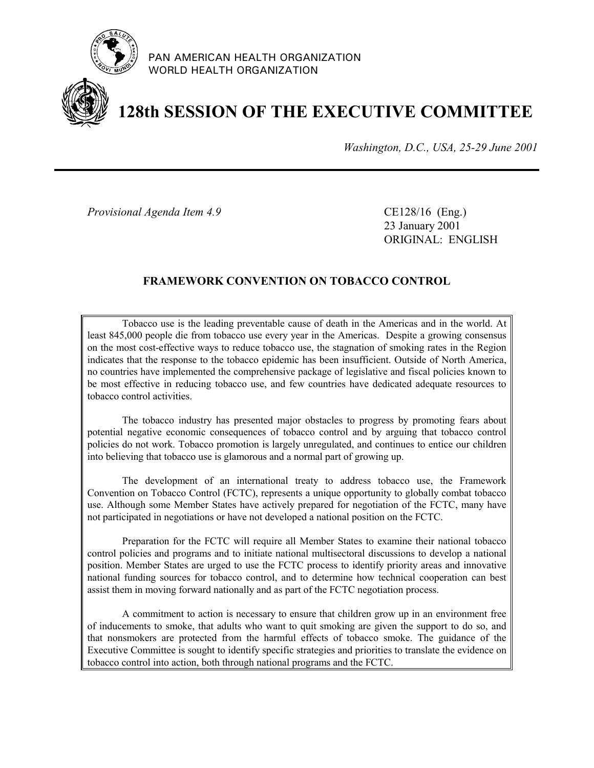PAN AMERICAN HEALTH ORGANIZATION
WORLD HEALTH ORGANIZATION

# 128th SESSION OF THE EXECUTIVE COMMITTEE

*Washington, D.C., USA, 25-29 June 2001*

---

*Provisional Agenda Item 4.9*

CE128/16 (Eng.)
23 January 2001
ORIGINAL: ENGLISH

## FRAMEWORK CONVENTION ON TOBACCO CONTROL

Tobacco use is the leading preventable cause of death in the Americas and in the world. At least 845,000 people die from tobacco use every year in the Americas. Despite a growing consensus on the most cost-effective ways to reduce tobacco use, the stagnation of smoking rates in the Region indicates that the response to the tobacco epidemic has been insufficient. Outside of North America, no countries have implemented the comprehensive package of legislative and fiscal policies known to be most effective in reducing tobacco use, and few countries have dedicated adequate resources to tobacco control activities.

The tobacco industry has presented major obstacles to progress by promoting fears about potential negative economic consequences of tobacco control and by arguing that tobacco control policies do not work. Tobacco promotion is largely unregulated, and continues to entice our children into believing that tobacco use is glamorous and a normal part of growing up.

The development of an international treaty to address tobacco use, the Framework Convention on Tobacco Control (FCTC), represents a unique opportunity to globally combat tobacco use. Although some Member States have actively prepared for negotiation of the FCTC, many have not participated in negotiations or have not developed a national position on the FCTC.

Preparation for the FCTC will require all Member States to examine their national tobacco control policies and programs and to initiate national multisectoral discussions to develop a national position. Member States are urged to use the FCTC process to identify priority areas and innovative national funding sources for tobacco control, and to determine how technical cooperation can best assist them in moving forward nationally and as part of the FCTC negotiation process.

A commitment to action is necessary to ensure that children grow up in an environment free of inducements to smoke, that adults who want to quit smoking are given the support to do so, and that nonsmokers are protected from the harmful effects of tobacco smoke. The guidance of the Executive Committee is sought to identify specific strategies and priorities to translate the evidence on tobacco control into action, both through national programs and the FCTC.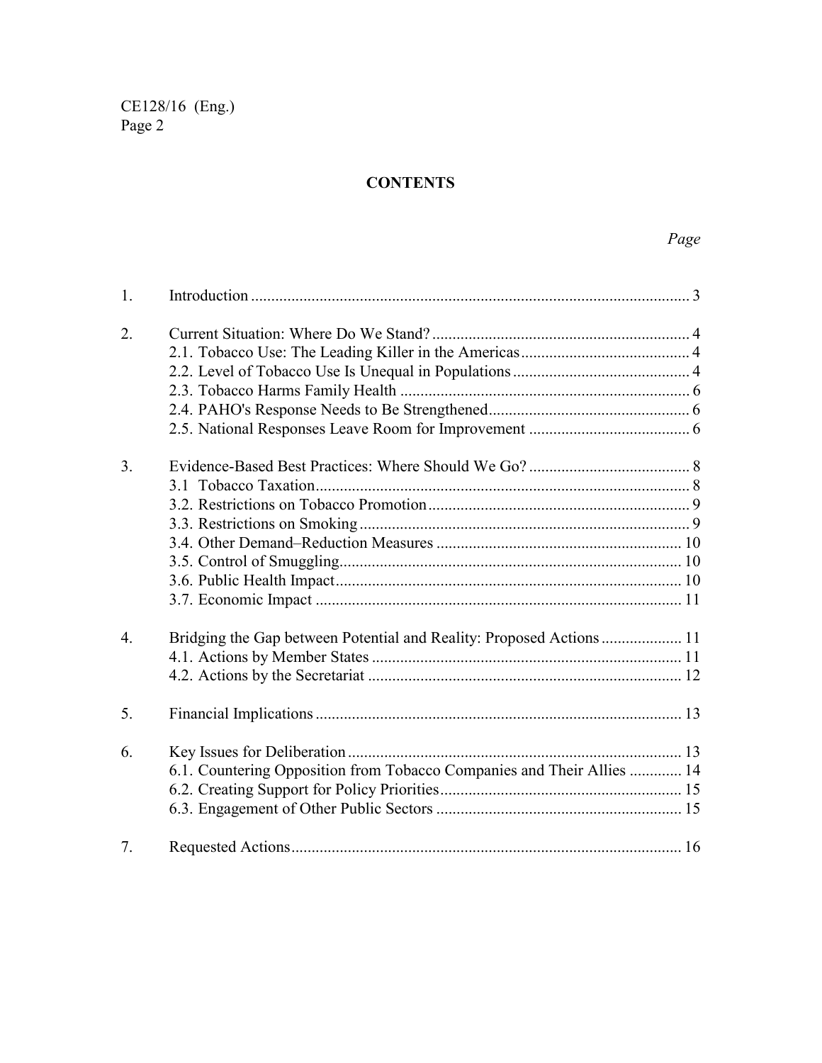## CONTENTS

*Page*

| | | |
|---|---|---|
| 1. | Introduction | 3 |
| 2. | Current Situation: Where Do We Stand? | 4 |
| | 2.1. Tobacco Use: The Leading Killer in the Americas | 4 |
| | 2.2. Level of Tobacco Use Is Unequal in Populations | 4 |
| | 2.3. Tobacco Harms Family Health | 6 |
| | 2.4. PAHO's Response Needs to Be Strengthened | 6 |
| | 2.5. National Responses Leave Room for Improvement | 6 |
| 3. | Evidence-Based Best Practices: Where Should We Go? | 8 |
| | 3.1 Tobacco Taxation | 8 |
| | 3.2. Restrictions on Tobacco Promotion | 9 |
| | 3.3. Restrictions on Smoking | 9 |
| | 3.4. Other Demand–Reduction Measures | 10 |
| | 3.5. Control of Smuggling | 10 |
| | 3.6. Public Health Impact | 10 |
| | 3.7. Economic Impact | 11 |
| 4. | Bridging the Gap between Potential and Reality: Proposed Actions | 11 |
| | 4.1. Actions by Member States | 11 |
| | 4.2. Actions by the Secretariat | 12 |
| 5. | Financial Implications | 13 |
| 6. | Key Issues for Deliberation | 13 |
| | 6.1. Countering Opposition from Tobacco Companies and Their Allies | 14 |
| | 6.2. Creating Support for Policy Priorities | 15 |
| | 6.3. Engagement of Other Public Sectors | 15 |
| 7. | Requested Actions | 16 |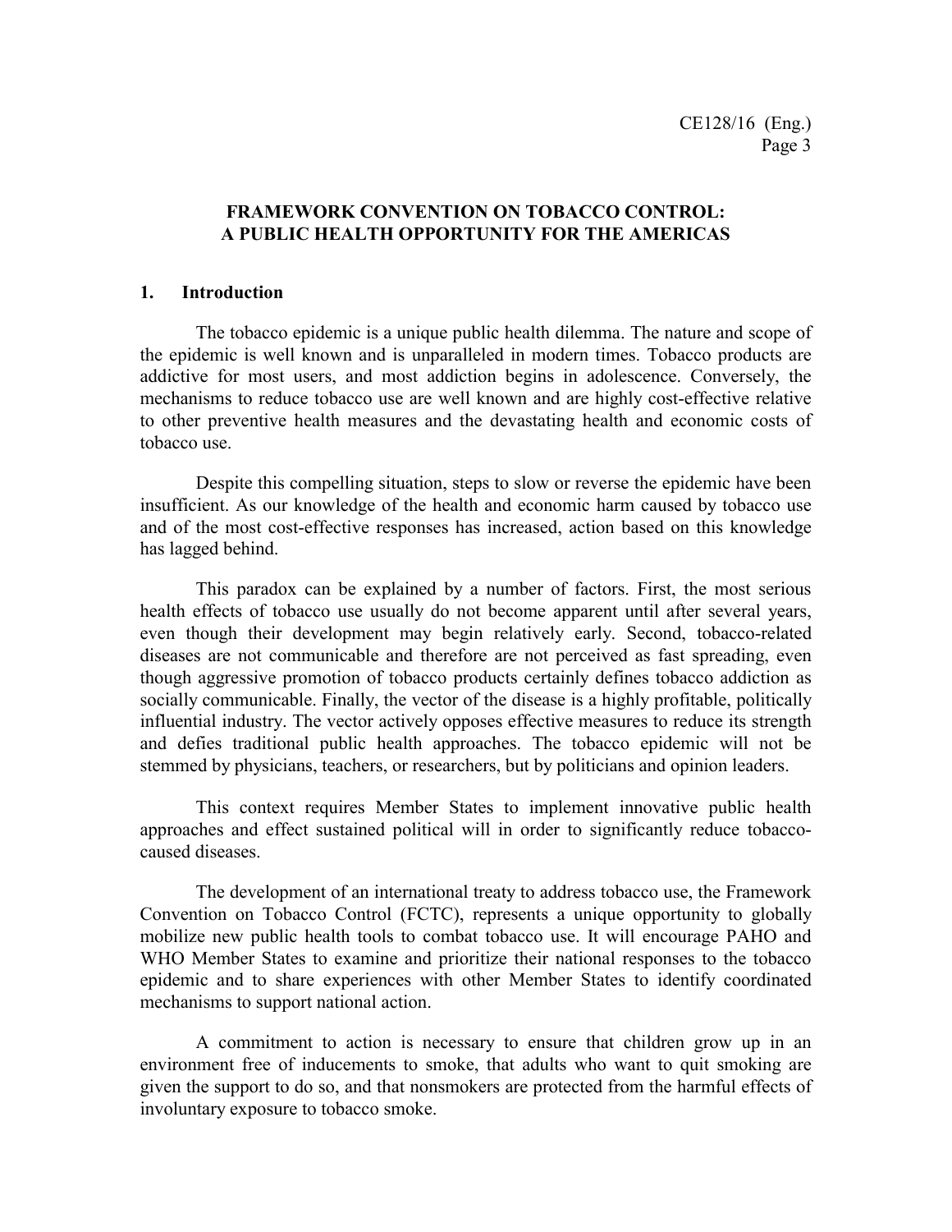# FRAMEWORK CONVENTION ON TOBACCO CONTROL: A PUBLIC HEALTH OPPORTUNITY FOR THE AMERICAS

## 1. Introduction

The tobacco epidemic is a unique public health dilemma. The nature and scope of the epidemic is well known and is unparalleled in modern times. Tobacco products are addictive for most users, and most addiction begins in adolescence. Conversely, the mechanisms to reduce tobacco use are well known and are highly cost-effective relative to other preventive health measures and the devastating health and economic costs of tobacco use.

Despite this compelling situation, steps to slow or reverse the epidemic have been insufficient. As our knowledge of the health and economic harm caused by tobacco use and of the most cost-effective responses has increased, action based on this knowledge has lagged behind.

This paradox can be explained by a number of factors. First, the most serious health effects of tobacco use usually do not become apparent until after several years, even though their development may begin relatively early. Second, tobacco-related diseases are not communicable and therefore are not perceived as fast spreading, even though aggressive promotion of tobacco products certainly defines tobacco addiction as socially communicable. Finally, the vector of the disease is a highly profitable, politically influential industry. The vector actively opposes effective measures to reduce its strength and defies traditional public health approaches. The tobacco epidemic will not be stemmed by physicians, teachers, or researchers, but by politicians and opinion leaders.

This context requires Member States to implement innovative public health approaches and effect sustained political will in order to significantly reduce tobacco-caused diseases.

The development of an international treaty to address tobacco use, the Framework Convention on Tobacco Control (FCTC), represents a unique opportunity to globally mobilize new public health tools to combat tobacco use. It will encourage PAHO and WHO Member States to examine and prioritize their national responses to the tobacco epidemic and to share experiences with other Member States to identify coordinated mechanisms to support national action.

A commitment to action is necessary to ensure that children grow up in an environment free of inducements to smoke, that adults who want to quit smoking are given the support to do so, and that nonsmokers are protected from the harmful effects of involuntary exposure to tobacco smoke.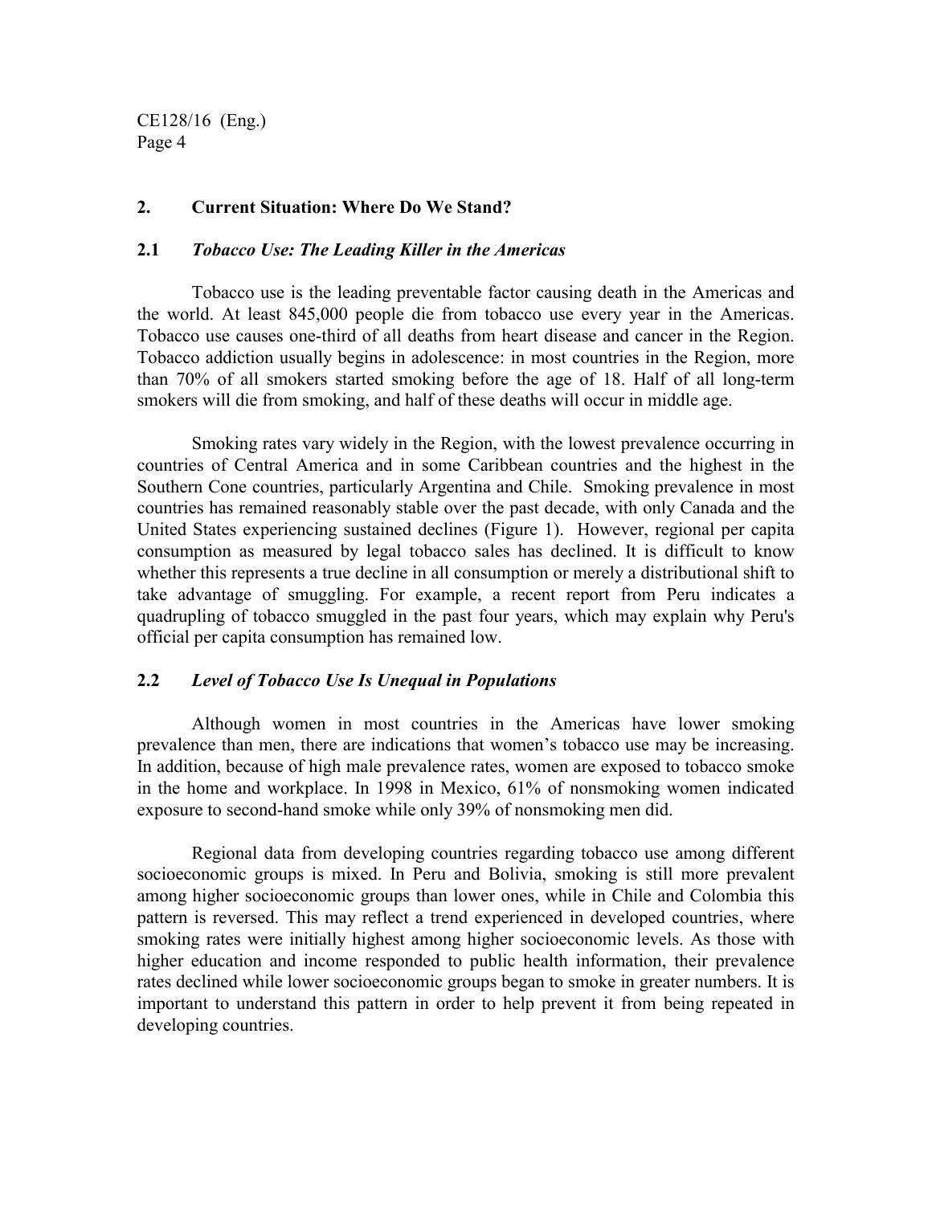## 2. Current Situation: Where Do We Stand?

### 2.1 *Tobacco Use: The Leading Killer in the Americas*

Tobacco use is the leading preventable factor causing death in the Americas and the world. At least 845,000 people die from tobacco use every year in the Americas. Tobacco use causes one-third of all deaths from heart disease and cancer in the Region. Tobacco addiction usually begins in adolescence: in most countries in the Region, more than 70% of all smokers started smoking before the age of 18. Half of all long-term smokers will die from smoking, and half of these deaths will occur in middle age.

Smoking rates vary widely in the Region, with the lowest prevalence occurring in countries of Central America and in some Caribbean countries and the highest in the Southern Cone countries, particularly Argentina and Chile. Smoking prevalence in most countries has remained reasonably stable over the past decade, with only Canada and the United States experiencing sustained declines (Figure 1). However, regional per capita consumption as measured by legal tobacco sales has declined. It is difficult to know whether this represents a true decline in all consumption or merely a distributional shift to take advantage of smuggling. For example, a recent report from Peru indicates a quadrupling of tobacco smuggled in the past four years, which may explain why Peru's official per capita consumption has remained low.

### 2.2 *Level of Tobacco Use Is Unequal in Populations*

Although women in most countries in the Americas have lower smoking prevalence than men, there are indications that women's tobacco use may be increasing. In addition, because of high male prevalence rates, women are exposed to tobacco smoke in the home and workplace. In 1998 in Mexico, 61% of nonsmoking women indicated exposure to second-hand smoke while only 39% of nonsmoking men did.

Regional data from developing countries regarding tobacco use among different socioeconomic groups is mixed. In Peru and Bolivia, smoking is still more prevalent among higher socioeconomic groups than lower ones, while in Chile and Colombia this pattern is reversed. This may reflect a trend experienced in developed countries, where smoking rates were initially highest among higher socioeconomic levels. As those with higher education and income responded to public health information, their prevalence rates declined while lower socioeconomic groups began to smoke in greater numbers. It is important to understand this pattern in order to help prevent it from being repeated in developing countries.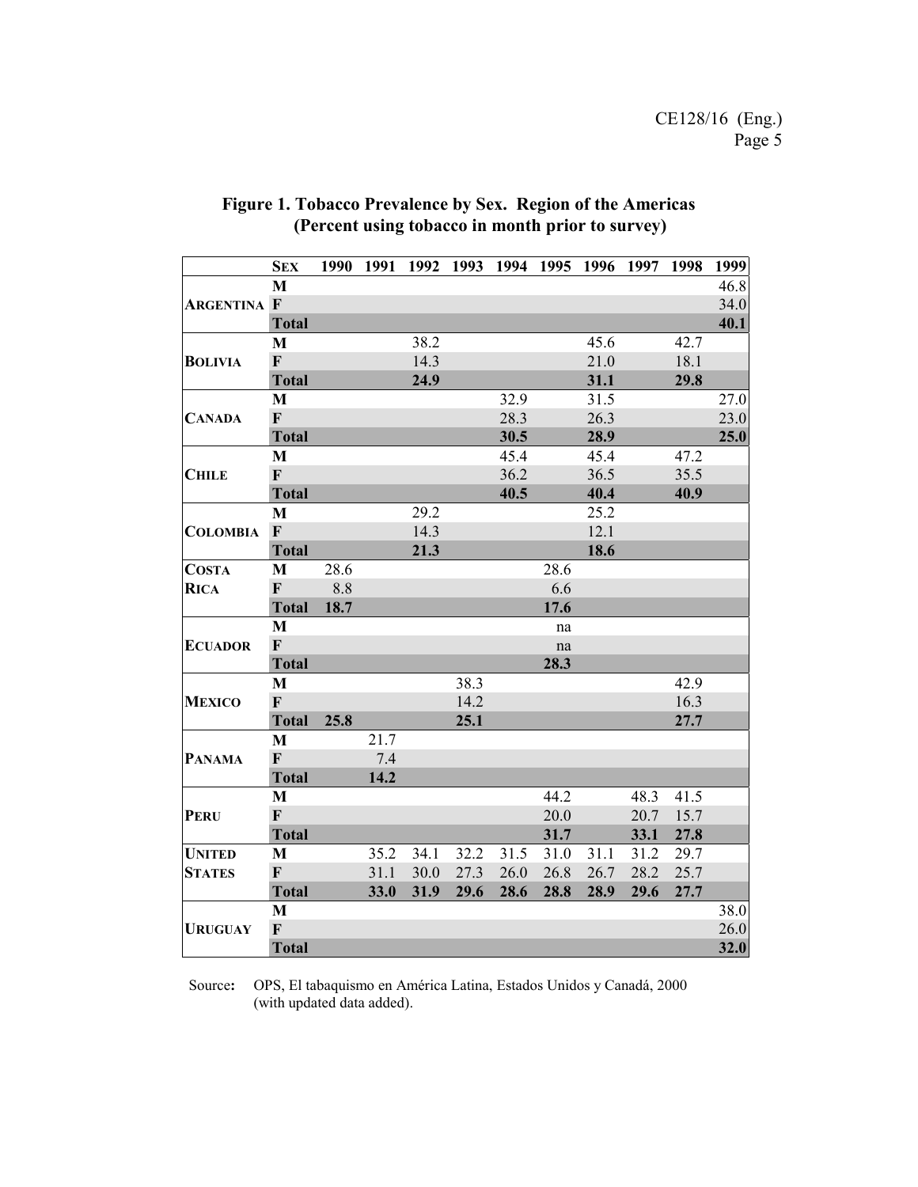**Figure 1. Tobacco Prevalence by Sex. Region of the Americas (Percent using tobacco in month prior to survey)**

| | Sex | 1990 | 1991 | 1992 | 1993 | 1994 | 1995 | 1996 | 1997 | 1998 | 1999 |
|---|---|---|---|---|---|---|---|---|---|---|---|
| **Argentina** | M | | | | | | | | | | 46.8 |
| | F | | | | | | | | | | 34.0 |
| | **Total** | | | | | | | | | | **40.1** |
| **Bolivia** | M | | | 38.2 | | | | 45.6 | | 42.7 | |
| | F | | | 14.3 | | | | 21.0 | | 18.1 | |
| | **Total** | | | **24.9** | | | | **31.1** | | **29.8** | |
| **Canada** | M | | | | | 32.9 | | 31.5 | | | 27.0 |
| | F | | | | | 28.3 | | 26.3 | | | 23.0 |
| | **Total** | | | | | **30.5** | | **28.9** | | | **25.0** |
| **Chile** | M | | | | | 45.4 | | 45.4 | | 47.2 | |
| | F | | | | | 36.2 | | 36.5 | | 35.5 | |
| | **Total** | | | | | **40.5** | | **40.4** | | **40.9** | |
| **Colombia** | M | | | 29.2 | | | | 25.2 | | | |
| | F | | | 14.3 | | | | 12.1 | | | |
| | **Total** | | | **21.3** | | | | **18.6** | | | |
| **Costa Rica** | M | 28.6 | | | | | 28.6 | | | | |
| | F | 8.8 | | | | | 6.6 | | | | |
| | **Total** | **18.7** | | | | | **17.6** | | | | |
| **Ecuador** | M | | | | | | na | | | | |
| | F | | | | | | na | | | | |
| | **Total** | | | | | | **28.3** | | | | |
| **Mexico** | M | | | | 38.3 | | | | | 42.9 | |
| | F | | | | 14.2 | | | | | 16.3 | |
| | **Total** | **25.8** | | | **25.1** | | | | | **27.7** | |
| **Panama** | M | | 21.7 | | | | | | | | |
| | F | | 7.4 | | | | | | | | |
| | **Total** | | **14.2** | | | | | | | | |
| **Peru** | M | | | | | | 44.2 | | 48.3 | 41.5 | |
| | F | | | | | | 20.0 | | 20.7 | 15.7 | |
| | **Total** | | | | | | **31.7** | | **33.1** | **27.8** | |
| **United States** | M | | 35.2 | 34.1 | 32.2 | 31.5 | 31.0 | 31.1 | 31.2 | 29.7 | |
| | F | | 31.1 | 30.0 | 27.3 | 26.0 | 26.8 | 26.7 | 28.2 | 25.7 | |
| | **Total** | | **33.0** | **31.9** | **29.6** | **28.6** | **28.8** | **28.9** | **29.6** | **27.7** | |
| **Uruguay** | M | | | | | | | | | | 38.0 |
| | F | | | | | | | | | | 26.0 |
| | **Total** | | | | | | | | | | **32.0** |

Source: OPS, El tabaquismo en América Latina, Estados Unidos y Canadá, 2000 (with updated data added).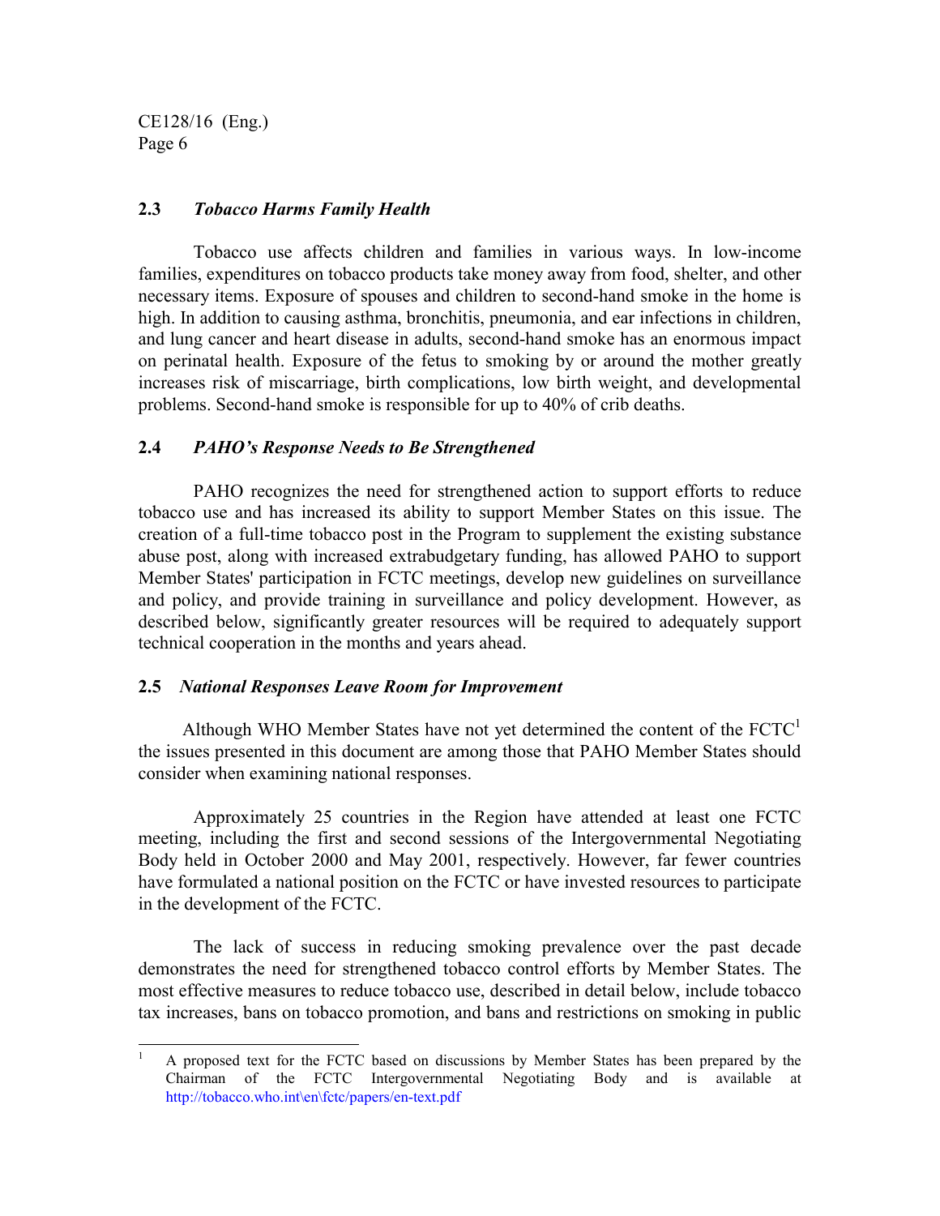### 2.3 *Tobacco Harms Family Health*

Tobacco use affects children and families in various ways. In low-income families, expenditures on tobacco products take money away from food, shelter, and other necessary items. Exposure of spouses and children to second-hand smoke in the home is high. In addition to causing asthma, bronchitis, pneumonia, and ear infections in children, and lung cancer and heart disease in adults, second-hand smoke has an enormous impact on perinatal health. Exposure of the fetus to smoking by or around the mother greatly increases risk of miscarriage, birth complications, low birth weight, and developmental problems. Second-hand smoke is responsible for up to 40% of crib deaths.

### 2.4 *PAHO's Response Needs to Be Strengthened*

PAHO recognizes the need for strengthened action to support efforts to reduce tobacco use and has increased its ability to support Member States on this issue. The creation of a full-time tobacco post in the Program to supplement the existing substance abuse post, along with increased extrabudgetary funding, has allowed PAHO to support Member States' participation in FCTC meetings, develop new guidelines on surveillance and policy, and provide training in surveillance and policy development. However, as described below, significantly greater resources will be required to adequately support technical cooperation in the months and years ahead.

### 2.5 *National Responses Leave Room for Improvement*

Although WHO Member States have not yet determined the content of the FCTC[1] the issues presented in this document are among those that PAHO Member States should consider when examining national responses.

Approximately 25 countries in the Region have attended at least one FCTC meeting, including the first and second sessions of the Intergovernmental Negotiating Body held in October 2000 and May 2001, respectively. However, far fewer countries have formulated a national position on the FCTC or have invested resources to participate in the development of the FCTC.

The lack of success in reducing smoking prevalence over the past decade demonstrates the need for strengthened tobacco control efforts by Member States. The most effective measures to reduce tobacco use, described in detail below, include tobacco tax increases, bans on tobacco promotion, and bans and restrictions on smoking in public

---

[1] A proposed text for the FCTC based on discussions by Member States has been prepared by the Chairman of the FCTC Intergovernmental Negotiating Body and is available at http://tobacco.who.int\en\fctc/papers/en-text.pdf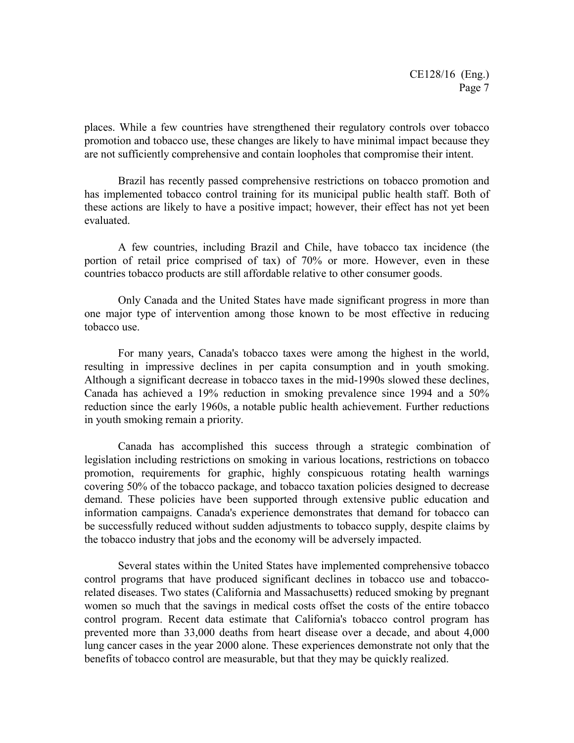places. While a few countries have strengthened their regulatory controls over tobacco promotion and tobacco use, these changes are likely to have minimal impact because they are not sufficiently comprehensive and contain loopholes that compromise their intent.

Brazil has recently passed comprehensive restrictions on tobacco promotion and has implemented tobacco control training for its municipal public health staff. Both of these actions are likely to have a positive impact; however, their effect has not yet been evaluated.

A few countries, including Brazil and Chile, have tobacco tax incidence (the portion of retail price comprised of tax) of 70% or more. However, even in these countries tobacco products are still affordable relative to other consumer goods.

Only Canada and the United States have made significant progress in more than one major type of intervention among those known to be most effective in reducing tobacco use.

For many years, Canada's tobacco taxes were among the highest in the world, resulting in impressive declines in per capita consumption and in youth smoking. Although a significant decrease in tobacco taxes in the mid-1990s slowed these declines, Canada has achieved a 19% reduction in smoking prevalence since 1994 and a 50% reduction since the early 1960s, a notable public health achievement. Further reductions in youth smoking remain a priority.

Canada has accomplished this success through a strategic combination of legislation including restrictions on smoking in various locations, restrictions on tobacco promotion, requirements for graphic, highly conspicuous rotating health warnings covering 50% of the tobacco package, and tobacco taxation policies designed to decrease demand. These policies have been supported through extensive public education and information campaigns. Canada's experience demonstrates that demand for tobacco can be successfully reduced without sudden adjustments to tobacco supply, despite claims by the tobacco industry that jobs and the economy will be adversely impacted.

Several states within the United States have implemented comprehensive tobacco control programs that have produced significant declines in tobacco use and tobacco-related diseases. Two states (California and Massachusetts) reduced smoking by pregnant women so much that the savings in medical costs offset the costs of the entire tobacco control program. Recent data estimate that California's tobacco control program has prevented more than 33,000 deaths from heart disease over a decade, and about 4,000 lung cancer cases in the year 2000 alone. These experiences demonstrate not only that the benefits of tobacco control are measurable, but that they may be quickly realized.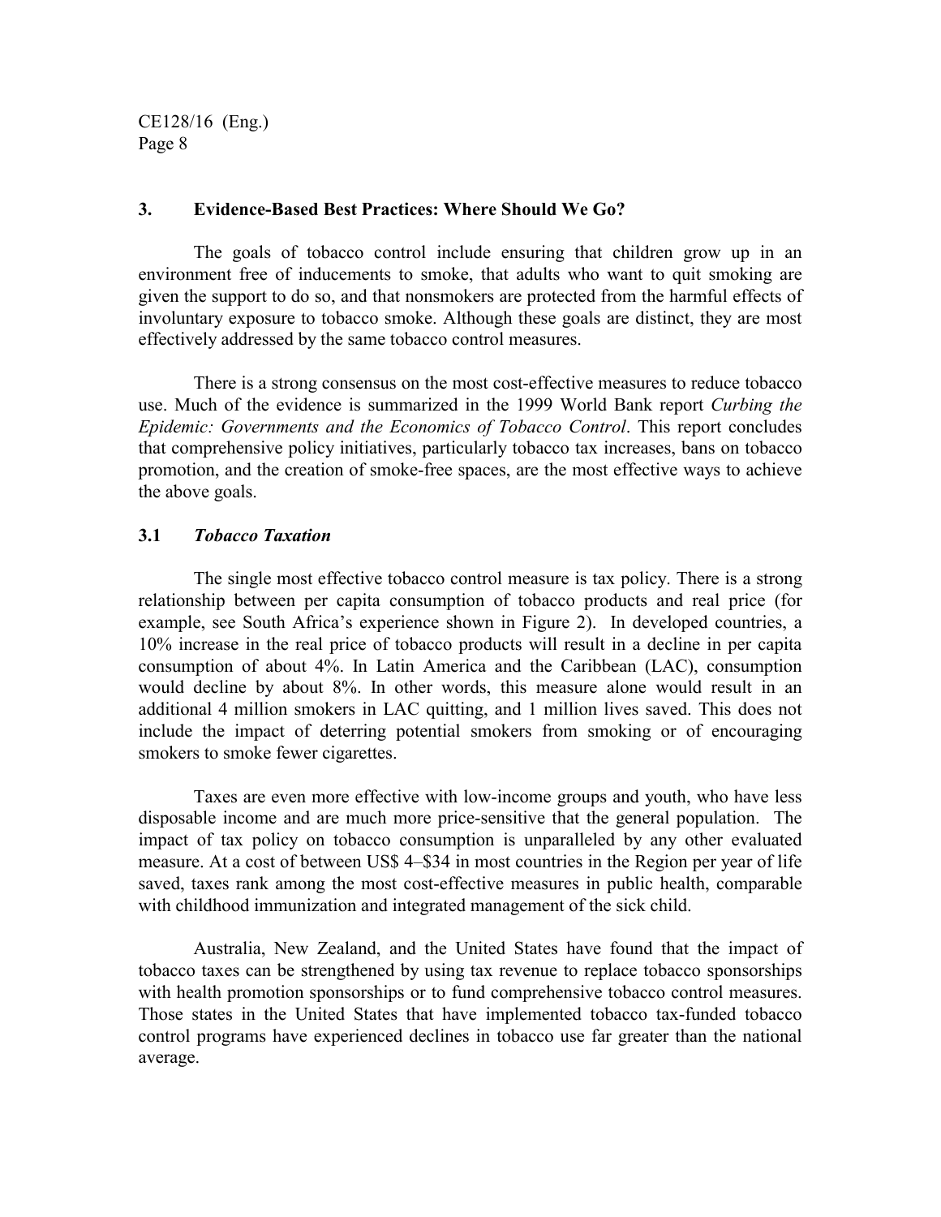## 3. Evidence-Based Best Practices: Where Should We Go?

The goals of tobacco control include ensuring that children grow up in an environment free of inducements to smoke, that adults who want to quit smoking are given the support to do so, and that nonsmokers are protected from the harmful effects of involuntary exposure to tobacco smoke. Although these goals are distinct, they are most effectively addressed by the same tobacco control measures.

There is a strong consensus on the most cost-effective measures to reduce tobacco use. Much of the evidence is summarized in the 1999 World Bank report *Curbing the Epidemic: Governments and the Economics of Tobacco Control*. This report concludes that comprehensive policy initiatives, particularly tobacco tax increases, bans on tobacco promotion, and the creation of smoke-free spaces, are the most effective ways to achieve the above goals.

### 3.1 *Tobacco Taxation*

The single most effective tobacco control measure is tax policy. There is a strong relationship between per capita consumption of tobacco products and real price (for example, see South Africa's experience shown in Figure 2). In developed countries, a 10% increase in the real price of tobacco products will result in a decline in per capita consumption of about 4%. In Latin America and the Caribbean (LAC), consumption would decline by about 8%. In other words, this measure alone would result in an additional 4 million smokers in LAC quitting, and 1 million lives saved. This does not include the impact of deterring potential smokers from smoking or of encouraging smokers to smoke fewer cigarettes.

Taxes are even more effective with low-income groups and youth, who have less disposable income and are much more price-sensitive that the general population. The impact of tax policy on tobacco consumption is unparalleled by any other evaluated measure. At a cost of between US$ 4–$34 in most countries in the Region per year of life saved, taxes rank among the most cost-effective measures in public health, comparable with childhood immunization and integrated management of the sick child.

Australia, New Zealand, and the United States have found that the impact of tobacco taxes can be strengthened by using tax revenue to replace tobacco sponsorships with health promotion sponsorships or to fund comprehensive tobacco control measures. Those states in the United States that have implemented tobacco tax-funded tobacco control programs have experienced declines in tobacco use far greater than the national average.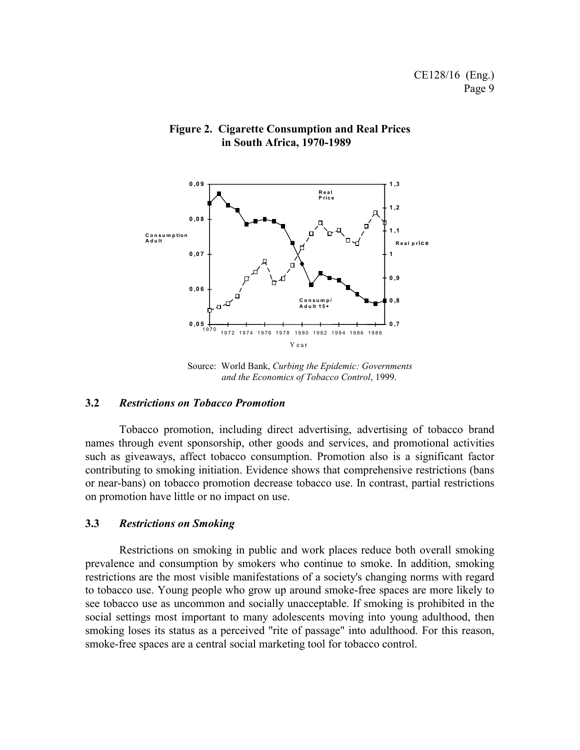**Figure 2. Cigarette Consumption and Real Prices in South Africa, 1970-1989**

Source: World Bank, *Curbing the Epidemic: Governments and the Economics of Tobacco Control*, 1999.

### 3.2 *Restrictions on Tobacco Promotion*

Tobacco promotion, including direct advertising, advertising of tobacco brand names through event sponsorship, other goods and services, and promotional activities such as giveaways, affect tobacco consumption. Promotion also is a significant factor contributing to smoking initiation. Evidence shows that comprehensive restrictions (bans or near-bans) on tobacco promotion decrease tobacco use. In contrast, partial restrictions on promotion have little or no impact on use.

### 3.3 *Restrictions on Smoking*

Restrictions on smoking in public and work places reduce both overall smoking prevalence and consumption by smokers who continue to smoke. In addition, smoking restrictions are the most visible manifestations of a society's changing norms with regard to tobacco use. Young people who grow up around smoke-free spaces are more likely to see tobacco use as uncommon and socially unacceptable. If smoking is prohibited in the social settings most important to many adolescents moving into young adulthood, then smoking loses its status as a perceived "rite of passage" into adulthood. For this reason, smoke-free spaces are a central social marketing tool for tobacco control.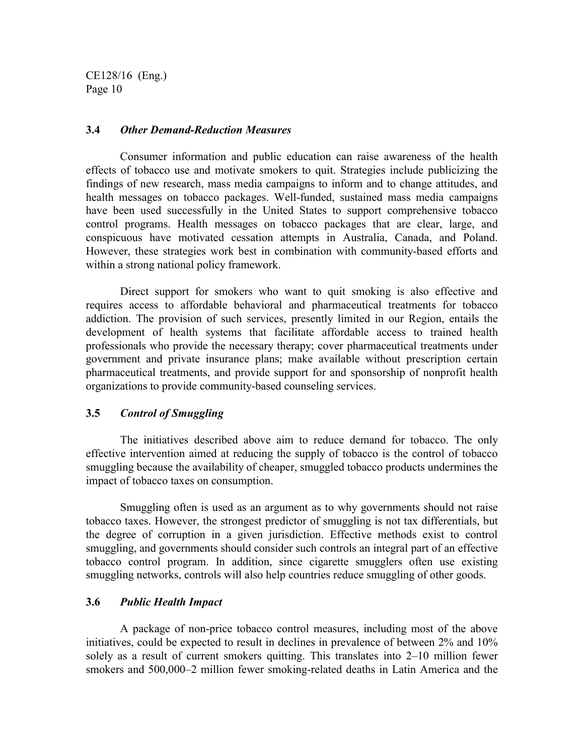### 3.4 *Other Demand-Reduction Measures*

Consumer information and public education can raise awareness of the health effects of tobacco use and motivate smokers to quit. Strategies include publicizing the findings of new research, mass media campaigns to inform and to change attitudes, and health messages on tobacco packages. Well-funded, sustained mass media campaigns have been used successfully in the United States to support comprehensive tobacco control programs. Health messages on tobacco packages that are clear, large, and conspicuous have motivated cessation attempts in Australia, Canada, and Poland. However, these strategies work best in combination with community-based efforts and within a strong national policy framework.

Direct support for smokers who want to quit smoking is also effective and requires access to affordable behavioral and pharmaceutical treatments for tobacco addiction. The provision of such services, presently limited in our Region, entails the development of health systems that facilitate affordable access to trained health professionals who provide the necessary therapy; cover pharmaceutical treatments under government and private insurance plans; make available without prescription certain pharmaceutical treatments, and provide support for and sponsorship of nonprofit health organizations to provide community-based counseling services.

### 3.5 *Control of Smuggling*

The initiatives described above aim to reduce demand for tobacco. The only effective intervention aimed at reducing the supply of tobacco is the control of tobacco smuggling because the availability of cheaper, smuggled tobacco products undermines the impact of tobacco taxes on consumption.

Smuggling often is used as an argument as to why governments should not raise tobacco taxes. However, the strongest predictor of smuggling is not tax differentials, but the degree of corruption in a given jurisdiction. Effective methods exist to control smuggling, and governments should consider such controls an integral part of an effective tobacco control program. In addition, since cigarette smugglers often use existing smuggling networks, controls will also help countries reduce smuggling of other goods.

### 3.6 *Public Health Impact*

A package of non-price tobacco control measures, including most of the above initiatives, could be expected to result in declines in prevalence of between 2% and 10% solely as a result of current smokers quitting. This translates into 2–10 million fewer smokers and 500,000–2 million fewer smoking-related deaths in Latin America and the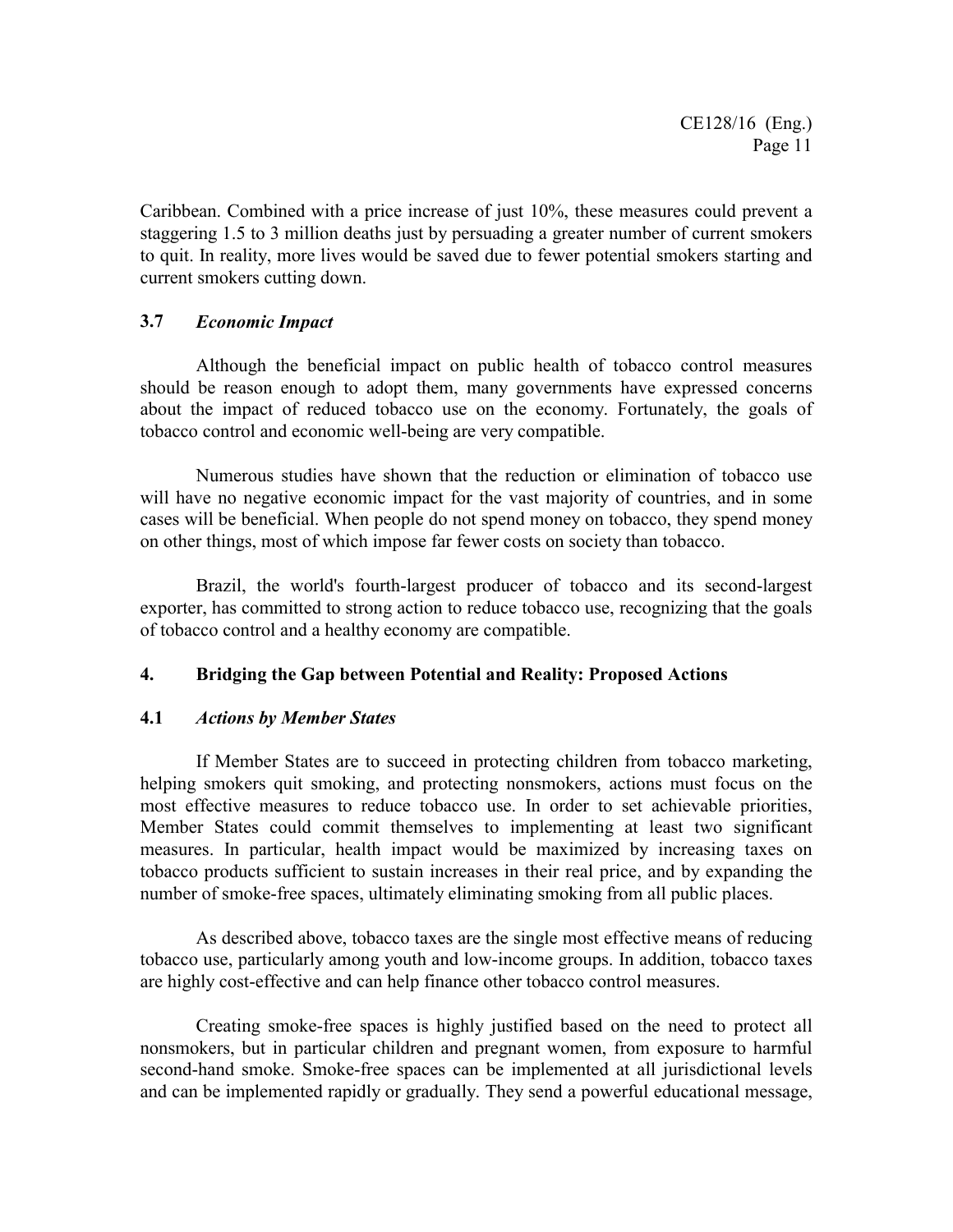Caribbean. Combined with a price increase of just 10%, these measures could prevent a staggering 1.5 to 3 million deaths just by persuading a greater number of current smokers to quit. In reality, more lives would be saved due to fewer potential smokers starting and current smokers cutting down.

### 3.7 *Economic Impact*

Although the beneficial impact on public health of tobacco control measures should be reason enough to adopt them, many governments have expressed concerns about the impact of reduced tobacco use on the economy. Fortunately, the goals of tobacco control and economic well-being are very compatible.

Numerous studies have shown that the reduction or elimination of tobacco use will have no negative economic impact for the vast majority of countries, and in some cases will be beneficial. When people do not spend money on tobacco, they spend money on other things, most of which impose far fewer costs on society than tobacco.

Brazil, the world's fourth-largest producer of tobacco and its second-largest exporter, has committed to strong action to reduce tobacco use, recognizing that the goals of tobacco control and a healthy economy are compatible.

## 4. Bridging the Gap between Potential and Reality: Proposed Actions

### 4.1 *Actions by Member States*

If Member States are to succeed in protecting children from tobacco marketing, helping smokers quit smoking, and protecting nonsmokers, actions must focus on the most effective measures to reduce tobacco use. In order to set achievable priorities, Member States could commit themselves to implementing at least two significant measures. In particular, health impact would be maximized by increasing taxes on tobacco products sufficient to sustain increases in their real price, and by expanding the number of smoke-free spaces, ultimately eliminating smoking from all public places.

As described above, tobacco taxes are the single most effective means of reducing tobacco use, particularly among youth and low-income groups. In addition, tobacco taxes are highly cost-effective and can help finance other tobacco control measures.

Creating smoke-free spaces is highly justified based on the need to protect all nonsmokers, but in particular children and pregnant women, from exposure to harmful second-hand smoke. Smoke-free spaces can be implemented at all jurisdictional levels and can be implemented rapidly or gradually. They send a powerful educational message,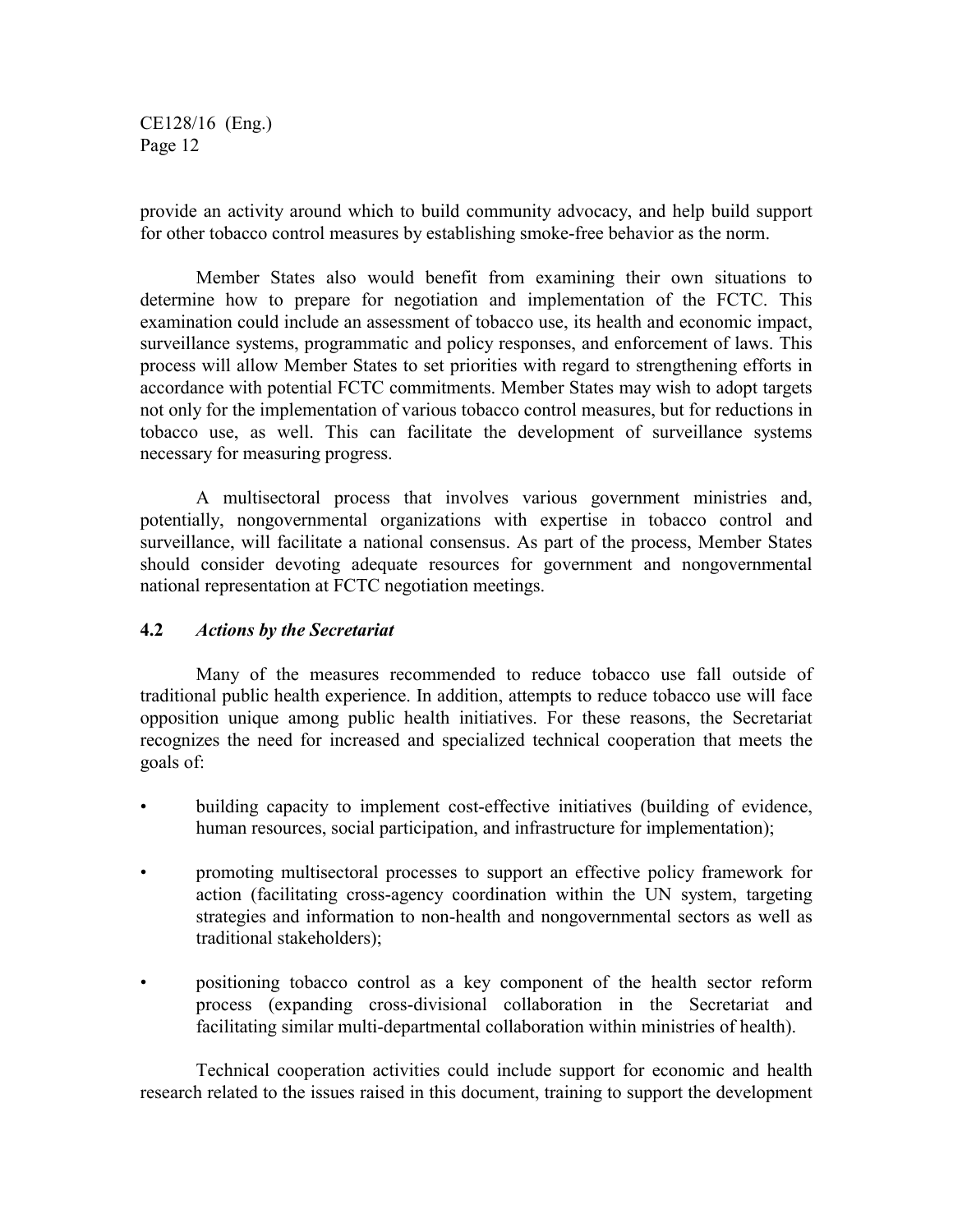provide an activity around which to build community advocacy, and help build support for other tobacco control measures by establishing smoke-free behavior as the norm.

Member States also would benefit from examining their own situations to determine how to prepare for negotiation and implementation of the FCTC. This examination could include an assessment of tobacco use, its health and economic impact, surveillance systems, programmatic and policy responses, and enforcement of laws. This process will allow Member States to set priorities with regard to strengthening efforts in accordance with potential FCTC commitments. Member States may wish to adopt targets not only for the implementation of various tobacco control measures, but for reductions in tobacco use, as well. This can facilitate the development of surveillance systems necessary for measuring progress.

A multisectoral process that involves various government ministries and, potentially, nongovernmental organizations with expertise in tobacco control and surveillance, will facilitate a national consensus. As part of the process, Member States should consider devoting adequate resources for government and nongovernmental national representation at FCTC negotiation meetings.

### 4.2 *Actions by the Secretariat*

Many of the measures recommended to reduce tobacco use fall outside of traditional public health experience. In addition, attempts to reduce tobacco use will face opposition unique among public health initiatives. For these reasons, the Secretariat recognizes the need for increased and specialized technical cooperation that meets the goals of:

- building capacity to implement cost-effective initiatives (building of evidence, human resources, social participation, and infrastructure for implementation);
- promoting multisectoral processes to support an effective policy framework for action (facilitating cross-agency coordination within the UN system, targeting strategies and information to non-health and nongovernmental sectors as well as traditional stakeholders);
- positioning tobacco control as a key component of the health sector reform process (expanding cross-divisional collaboration in the Secretariat and facilitating similar multi-departmental collaboration within ministries of health).

Technical cooperation activities could include support for economic and health research related to the issues raised in this document, training to support the development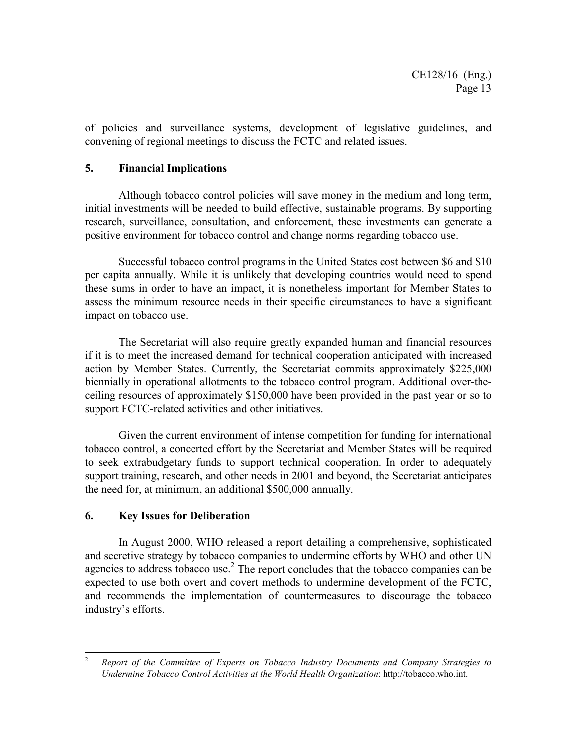of policies and surveillance systems, development of legislative guidelines, and convening of regional meetings to discuss the FCTC and related issues.

## 5. Financial Implications

Although tobacco control policies will save money in the medium and long term, initial investments will be needed to build effective, sustainable programs. By supporting research, surveillance, consultation, and enforcement, these investments can generate a positive environment for tobacco control and change norms regarding tobacco use.

Successful tobacco control programs in the United States cost between $6 and $10 per capita annually. While it is unlikely that developing countries would need to spend these sums in order to have an impact, it is nonetheless important for Member States to assess the minimum resource needs in their specific circumstances to have a significant impact on tobacco use.

The Secretariat will also require greatly expanded human and financial resources if it is to meet the increased demand for technical cooperation anticipated with increased action by Member States. Currently, the Secretariat commits approximately $225,000 biennially in operational allotments to the tobacco control program. Additional over-the-ceiling resources of approximately $150,000 have been provided in the past year or so to support FCTC-related activities and other initiatives.

Given the current environment of intense competition for funding for international tobacco control, a concerted effort by the Secretariat and Member States will be required to seek extrabudgetary funds to support technical cooperation. In order to adequately support training, research, and other needs in 2001 and beyond, the Secretariat anticipates the need for, at minimum, an additional $500,000 annually.

## 6. Key Issues for Deliberation

In August 2000, WHO released a report detailing a comprehensive, sophisticated and secretive strategy by tobacco companies to undermine efforts by WHO and other UN agencies to address tobacco use.[2] The report concludes that the tobacco companies can be expected to use both overt and covert methods to undermine development of the FCTC, and recommends the implementation of countermeasures to discourage the tobacco industry's efforts.

---

[2] *Report of the Committee of Experts on Tobacco Industry Documents and Company Strategies to Undermine Tobacco Control Activities at the World Health Organization*: http://tobacco.who.int.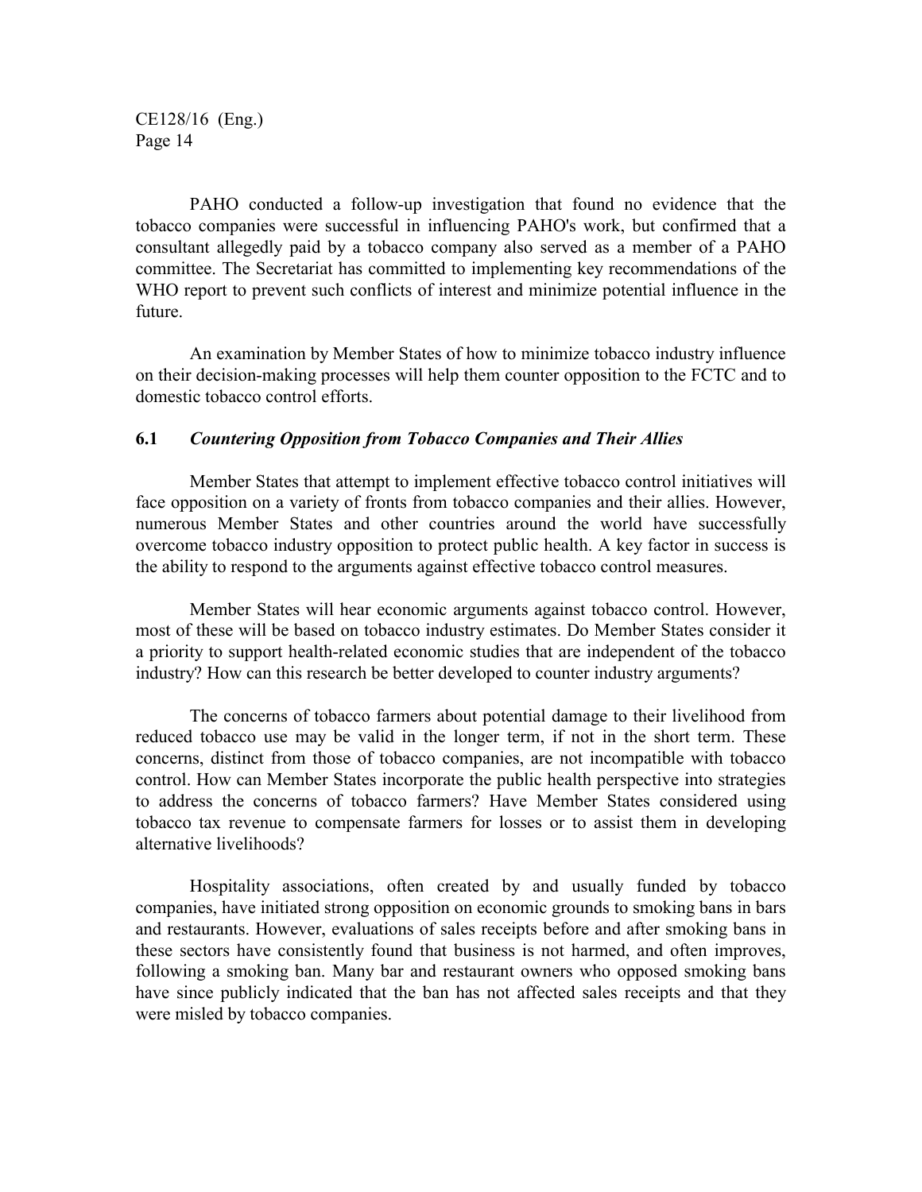PAHO conducted a follow-up investigation that found no evidence that the tobacco companies were successful in influencing PAHO's work, but confirmed that a consultant allegedly paid by a tobacco company also served as a member of a PAHO committee. The Secretariat has committed to implementing key recommendations of the WHO report to prevent such conflicts of interest and minimize potential influence in the future.

An examination by Member States of how to minimize tobacco industry influence on their decision-making processes will help them counter opposition to the FCTC and to domestic tobacco control efforts.

### 6.1 *Countering Opposition from Tobacco Companies and Their Allies*

Member States that attempt to implement effective tobacco control initiatives will face opposition on a variety of fronts from tobacco companies and their allies. However, numerous Member States and other countries around the world have successfully overcome tobacco industry opposition to protect public health. A key factor in success is the ability to respond to the arguments against effective tobacco control measures.

Member States will hear economic arguments against tobacco control. However, most of these will be based on tobacco industry estimates. Do Member States consider it a priority to support health-related economic studies that are independent of the tobacco industry? How can this research be better developed to counter industry arguments?

The concerns of tobacco farmers about potential damage to their livelihood from reduced tobacco use may be valid in the longer term, if not in the short term. These concerns, distinct from those of tobacco companies, are not incompatible with tobacco control. How can Member States incorporate the public health perspective into strategies to address the concerns of tobacco farmers? Have Member States considered using tobacco tax revenue to compensate farmers for losses or to assist them in developing alternative livelihoods?

Hospitality associations, often created by and usually funded by tobacco companies, have initiated strong opposition on economic grounds to smoking bans in bars and restaurants. However, evaluations of sales receipts before and after smoking bans in these sectors have consistently found that business is not harmed, and often improves, following a smoking ban. Many bar and restaurant owners who opposed smoking bans have since publicly indicated that the ban has not affected sales receipts and that they were misled by tobacco companies.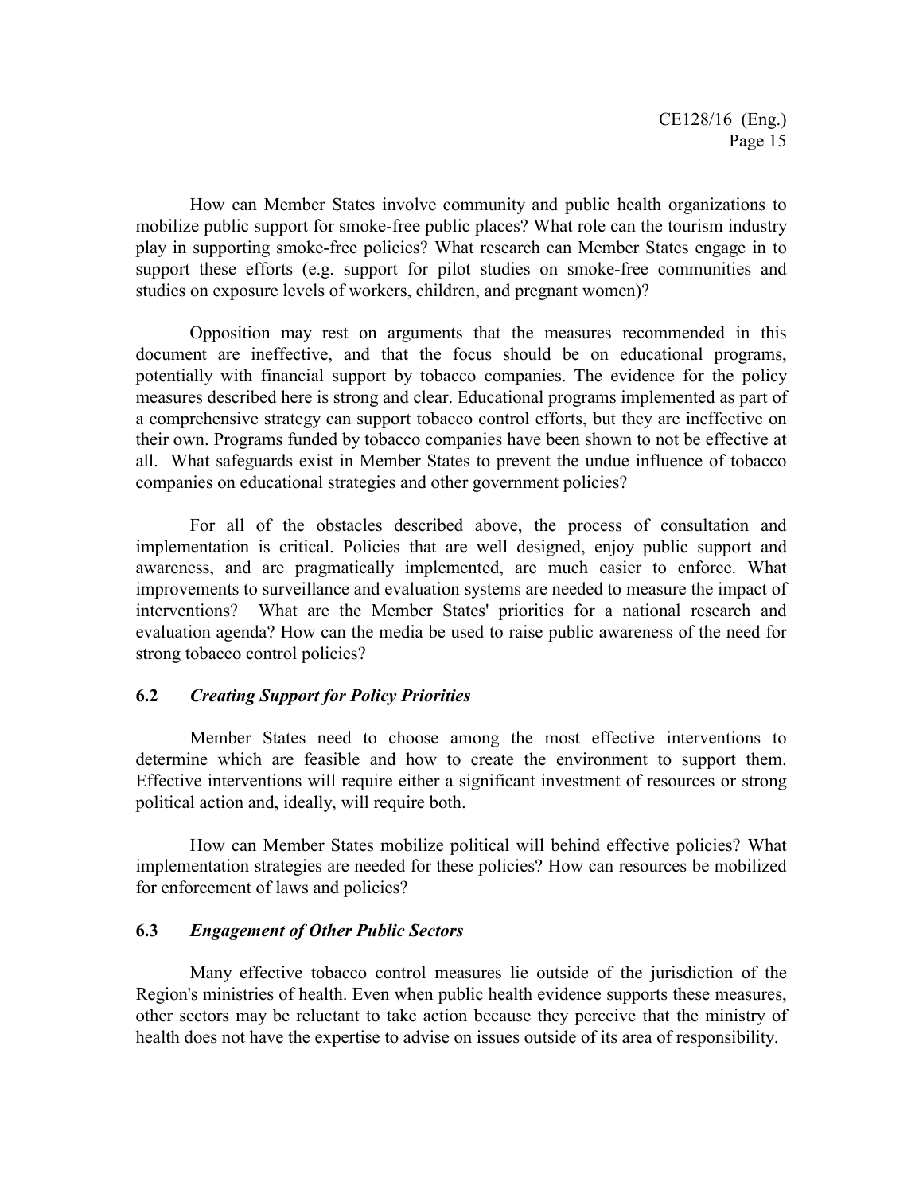How can Member States involve community and public health organizations to mobilize public support for smoke-free public places? What role can the tourism industry play in supporting smoke-free policies? What research can Member States engage in to support these efforts (e.g. support for pilot studies on smoke-free communities and studies on exposure levels of workers, children, and pregnant women)?

Opposition may rest on arguments that the measures recommended in this document are ineffective, and that the focus should be on educational programs, potentially with financial support by tobacco companies. The evidence for the policy measures described here is strong and clear. Educational programs implemented as part of a comprehensive strategy can support tobacco control efforts, but they are ineffective on their own. Programs funded by tobacco companies have been shown to not be effective at all. What safeguards exist in Member States to prevent the undue influence of tobacco companies on educational strategies and other government policies?

For all of the obstacles described above, the process of consultation and implementation is critical. Policies that are well designed, enjoy public support and awareness, and are pragmatically implemented, are much easier to enforce. What improvements to surveillance and evaluation systems are needed to measure the impact of interventions? What are the Member States' priorities for a national research and evaluation agenda? How can the media be used to raise public awareness of the need for strong tobacco control policies?

### 6.2 *Creating Support for Policy Priorities*

Member States need to choose among the most effective interventions to determine which are feasible and how to create the environment to support them. Effective interventions will require either a significant investment of resources or strong political action and, ideally, will require both.

How can Member States mobilize political will behind effective policies? What implementation strategies are needed for these policies? How can resources be mobilized for enforcement of laws and policies?

### 6.3 *Engagement of Other Public Sectors*

Many effective tobacco control measures lie outside of the jurisdiction of the Region's ministries of health. Even when public health evidence supports these measures, other sectors may be reluctant to take action because they perceive that the ministry of health does not have the expertise to advise on issues outside of its area of responsibility.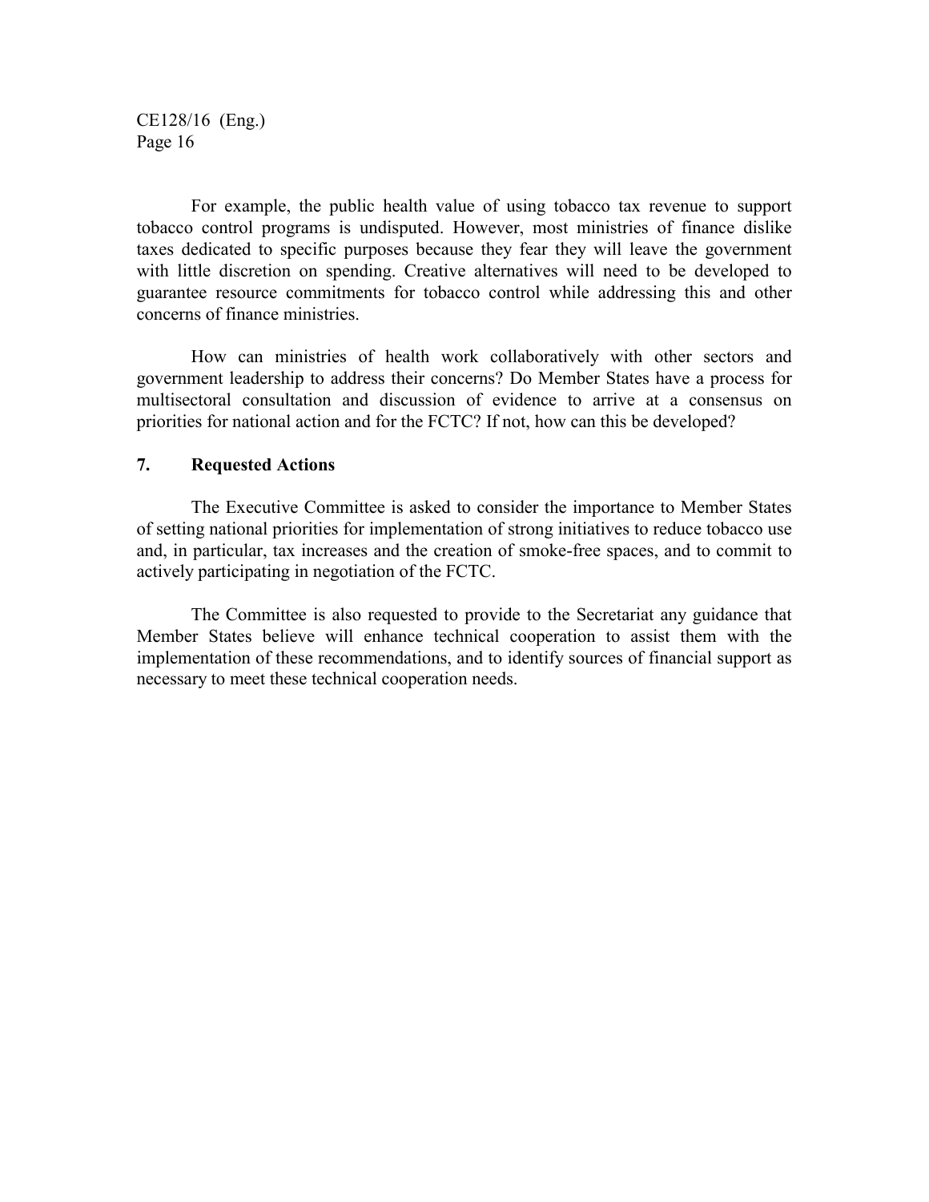For example, the public health value of using tobacco tax revenue to support tobacco control programs is undisputed. However, most ministries of finance dislike taxes dedicated to specific purposes because they fear they will leave the government with little discretion on spending. Creative alternatives will need to be developed to guarantee resource commitments for tobacco control while addressing this and other concerns of finance ministries.

How can ministries of health work collaboratively with other sectors and government leadership to address their concerns? Do Member States have a process for multisectoral consultation and discussion of evidence to arrive at a consensus on priorities for national action and for the FCTC? If not, how can this be developed?

## 7. Requested Actions

The Executive Committee is asked to consider the importance to Member States of setting national priorities for implementation of strong initiatives to reduce tobacco use and, in particular, tax increases and the creation of smoke-free spaces, and to commit to actively participating in negotiation of the FCTC.

The Committee is also requested to provide to the Secretariat any guidance that Member States believe will enhance technical cooperation to assist them with the implementation of these recommendations, and to identify sources of financial support as necessary to meet these technical cooperation needs.